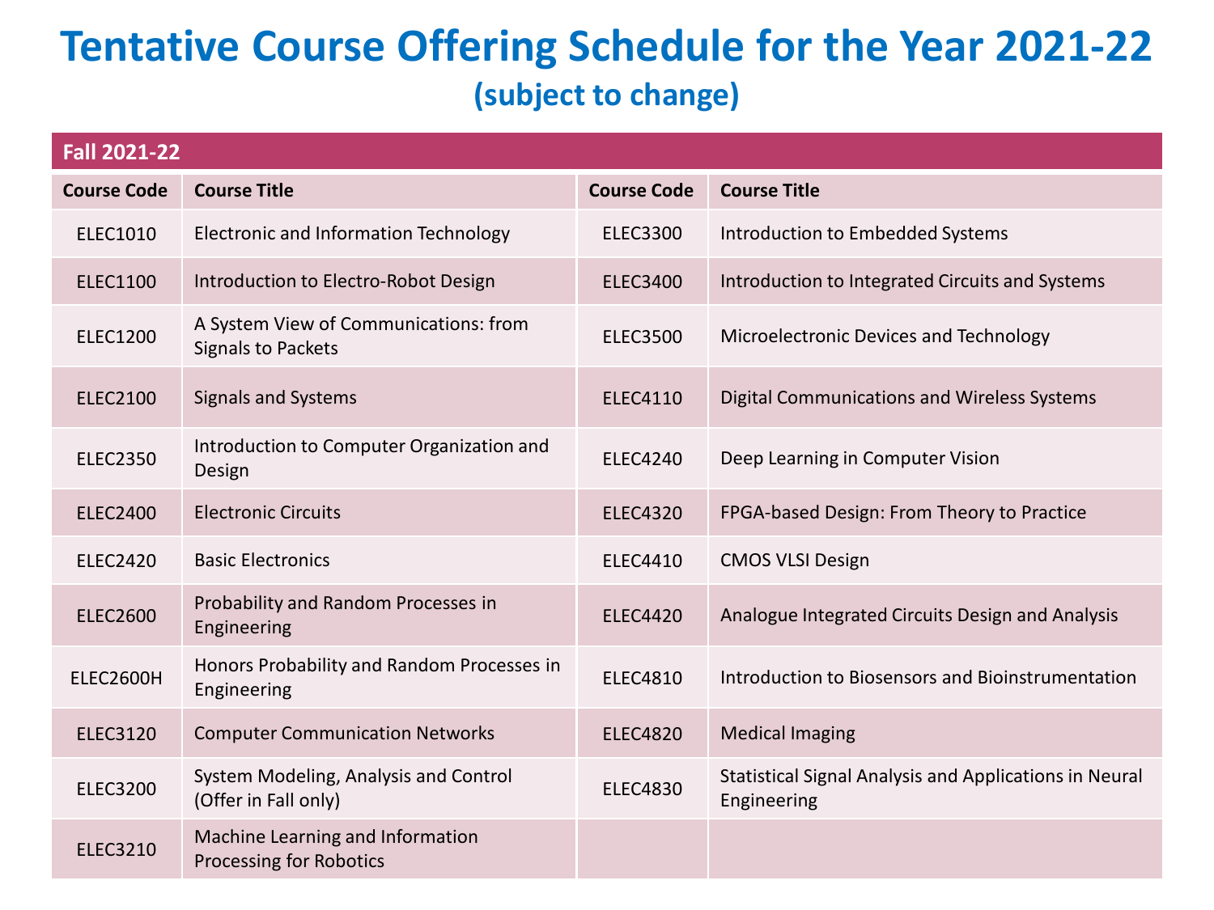# Tentative Course Offering Schedule for the Year 2021-22

## (subject to change)

| Fall 2021-22 | | | |
|---|---|---|---|
| **Course Code** | **Course Title** | **Course Code** | **Course Title** |
| ELEC1010 | Electronic and Information Technology | ELEC3300 | Introduction to Embedded Systems |
| ELEC1100 | Introduction to Electro-Robot Design | ELEC3400 | Introduction to Integrated Circuits and Systems |
| ELEC1200 | A System View of Communications: from Signals to Packets | ELEC3500 | Microelectronic Devices and Technology |
| ELEC2100 | Signals and Systems | ELEC4110 | Digital Communications and Wireless Systems |
| ELEC2350 | Introduction to Computer Organization and Design | ELEC4240 | Deep Learning in Computer Vision |
| ELEC2400 | Electronic Circuits | ELEC4320 | FPGA-based Design: From Theory to Practice |
| ELEC2420 | Basic Electronics | ELEC4410 | CMOS VLSI Design |
| ELEC2600 | Probability and Random Processes in Engineering | ELEC4420 | Analogue Integrated Circuits Design and Analysis |
| ELEC2600H | Honors Probability and Random Processes in Engineering | ELEC4810 | Introduction to Biosensors and Bioinstrumentation |
| ELEC3120 | Computer Communication Networks | ELEC4820 | Medical Imaging |
| ELEC3200 | System Modeling, Analysis and Control (Offer in Fall only) | ELEC4830 | Statistical Signal Analysis and Applications in Neural Engineering |
| ELEC3210 | Machine Learning and Information Processing for Robotics | | |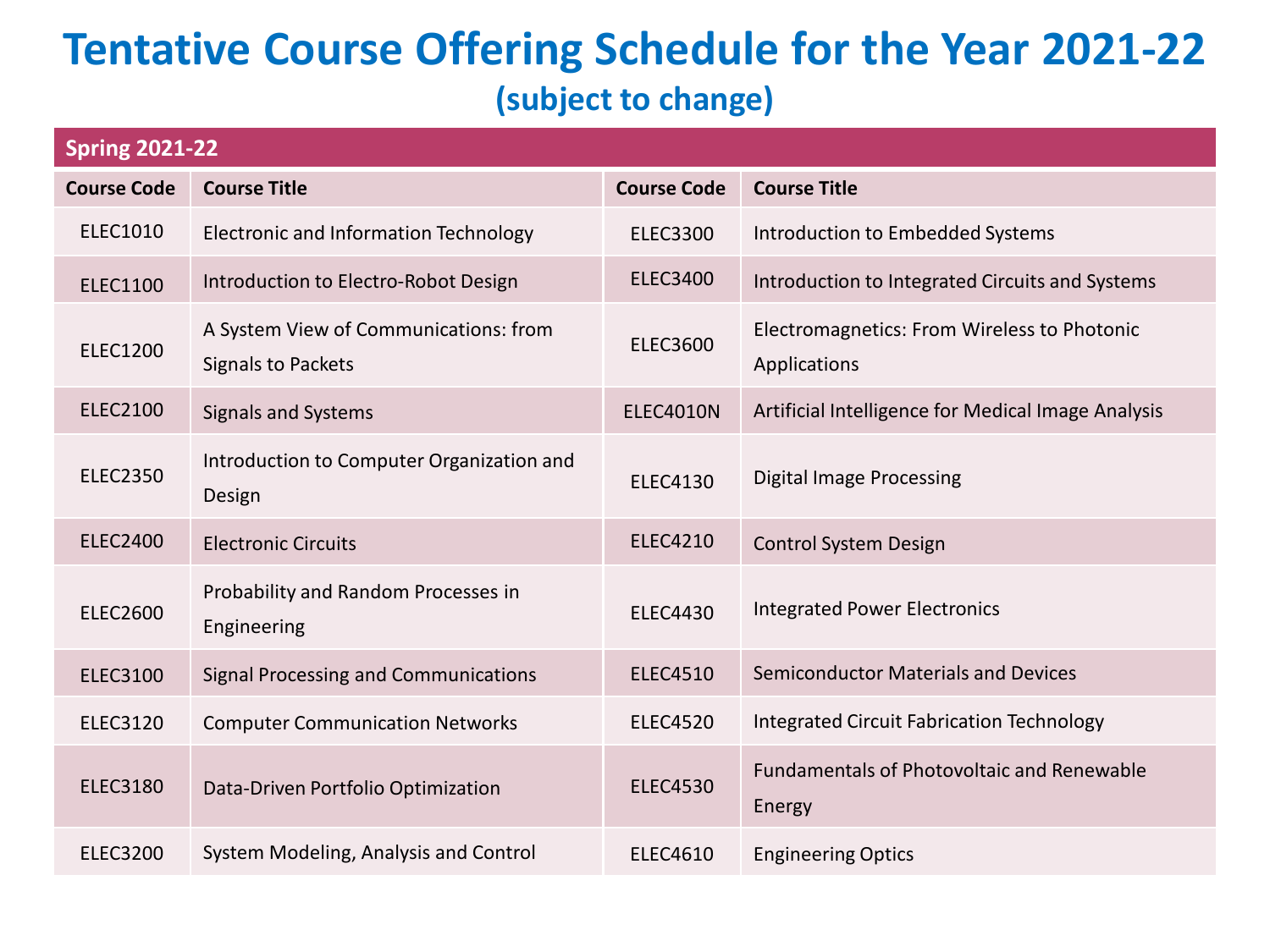# Tentative Course Offering Schedule for the Year 2021-22

## (subject to change)

| Spring 2021-22 | | | |
|---|---|---|---|
| **Course Code** | **Course Title** | **Course Code** | **Course Title** |
| ELEC1010 | Electronic and Information Technology | ELEC3300 | Introduction to Embedded Systems |
| ELEC1100 | Introduction to Electro-Robot Design | ELEC3400 | Introduction to Integrated Circuits and Systems |
| ELEC1200 | A System View of Communications: from Signals to Packets | ELEC3600 | Electromagnetics: From Wireless to Photonic Applications |
| ELEC2100 | Signals and Systems | ELEC4010N | Artificial Intelligence for Medical Image Analysis |
| ELEC2350 | Introduction to Computer Organization and Design | ELEC4130 | Digital Image Processing |
| ELEC2400 | Electronic Circuits | ELEC4210 | Control System Design |
| ELEC2600 | Probability and Random Processes in Engineering | ELEC4430 | Integrated Power Electronics |
| ELEC3100 | Signal Processing and Communications | ELEC4510 | Semiconductor Materials and Devices |
| ELEC3120 | Computer Communication Networks | ELEC4520 | Integrated Circuit Fabrication Technology |
| ELEC3180 | Data-Driven Portfolio Optimization | ELEC4530 | Fundamentals of Photovoltaic and Renewable Energy |
| ELEC3200 | System Modeling, Analysis and Control | ELEC4610 | Engineering Optics |